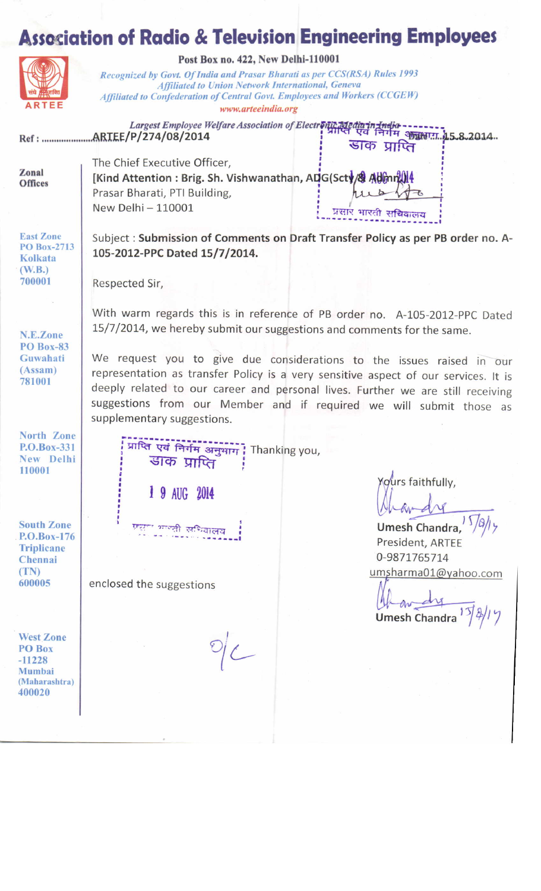# Association of Radio & Television Engineering Employees

**Post Box no. 422, New Delhi-110001**

*Recognized by Govt. Of India and Prasar Bharati as per CCS(RSA) Rules 1993*
*Affiliated to Union Network International, Geneva*
*Affiliated to Confederation of Central Govt. Employees and Workers (CCGEW)*
*www.arteeindia.org*

ARTEE

*Largest Employee Welfare Association of Electronic Media in India*

Ref : ARTEE/P/274/08/2014 Date: 15.8.2014

**Zonal Offices**

**East Zone**
PO Box-2713
Kolkata
(W.B.)
700001

**N.E.Zone**
PO Box-83
Guwahati
(Assam)
781001

**North Zone**
P.O.Box-331
New Delhi
110001

**South Zone**
P.O.Box-176
Triplicane
Chennai
(TN)
600005

**West Zone**
PO Box
-11228
Mumbai
(Maharashtra)
400020

The Chief Executive Officer,
**[Kind Attention : Brig. Sh. Vishwanathan, ADG(Scty/& Admn)]**
Prasar Bharati, PTI Building,
New Delhi – 110001

प्राप्ति एवं निर्गम अनुभाग
डाक प्राप्ति
AUG 2014
प्रसार भारती सचिवालय

Subject : **Submission of Comments on Draft Transfer Policy as per PB order no. A-105-2012-PPC Dated 15/7/2014.**

Respected Sir,

With warm regards this is in reference of PB order no. A-105-2012-PPC Dated 15/7/2014, we hereby submit our suggestions and comments for the same.

We request you to give due considerations to the issues raised in our representation as transfer Policy is a very sensitive aspect of our services. It is deeply related to our career and personal lives. Further we are still receiving suggestions from our Member and if required we will submit those as supplementary suggestions.

प्राप्ति एवं निर्गम अनुभाग
डाक प्राप्ति
19 AUG 2014
प्रसार भारती सचिवालय

Thanking you,

Yours faithfully,

Umesh Chandra, 15/8/14
President, ARTEE
0-9871765714
umsharma01@yahoo.com

enclosed the suggestions

Umesh Chandra 15/8/14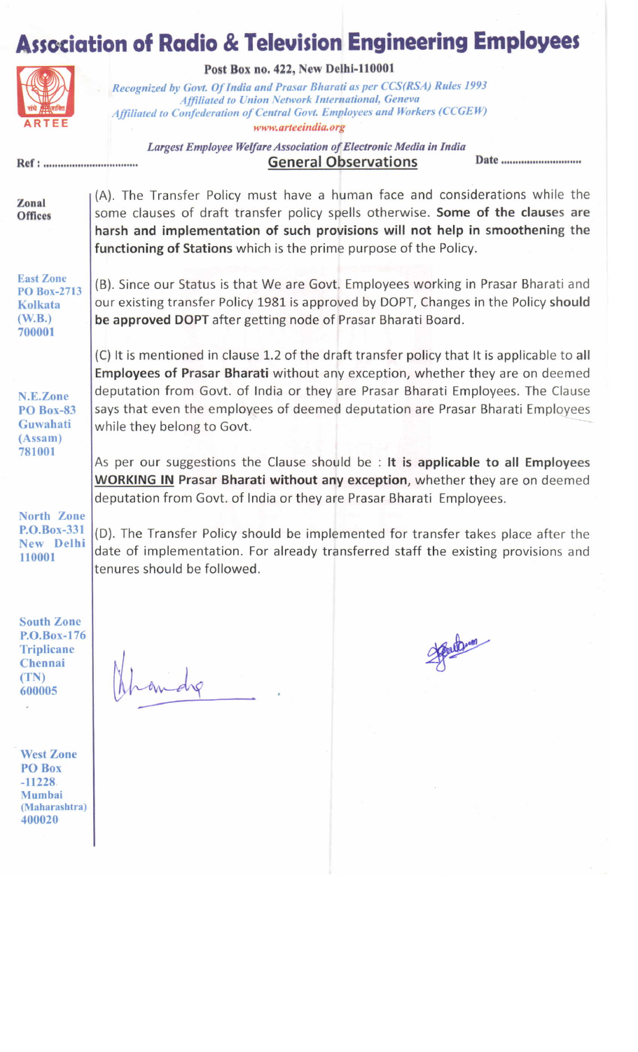# Association of Radio & Television Engineering Employees

**Post Box no. 422, New Delhi-110001**

*Recognized by Govt. Of India and Prasar Bharati as per CCS(RSA) Rules 1993*
*Affiliated to Union Network International, Geneva*
*Affiliated to Confederation of Central Govt. Employees and Workers (CCGEW)*
*www.arteeindia.org*

ARTEE

*Largest Employee Welfare Association of Electronic Media in India*

Ref : .................................. Date ............................

## General Observations

**Zonal Offices**

**East Zone**
**PO Box-2713**
**Kolkata**
**(W.B.)**
**700001**

**N.E.Zone**
**PO Box-83**
**Guwahati**
**(Assam)**
**781001**

**North Zone**
**P.O.Box-331**
**New Delhi**
**110001**

**South Zone**
**P.O.Box-176**
**Triplicane**
**Chennai**
**(TN)**
**600005**

**West Zone**
**PO Box -11228**
**Mumbai**
**(Maharashtra)**
**400020**

(A). The Transfer Policy must have a human face and considerations while the some clauses of draft transfer policy spells otherwise. **Some of the clauses are harsh and implementation of such provisions will not help in smoothening the functioning of Stations** which is the prime purpose of the Policy.

(B). Since our Status is that We are Govt. Employees working in Prasar Bharati and our existing transfer Policy 1981 is approved by DOPT, Changes in the Policy **should be approved DOPT** after getting node of Prasar Bharati Board.

(C) It is mentioned in clause 1.2 of the draft transfer policy that It is applicable to **all Employees of Prasar Bharati** without any exception, whether they are on deemed deputation from Govt. of India or they are Prasar Bharati Employees. The Clause says that even the employees of deemed deputation are Prasar Bharati Employees while they belong to Govt.

As per our suggestions the Clause should be : **It is applicable to all Employees <u>WORKING IN</u> Prasar Bharati without any exception**, whether they are on deemed deputation from Govt. of India or they are Prasar Bharati Employees.

(D). The Transfer Policy should be implemented for transfer takes place after the date of implementation. For already transferred staff the existing provisions and tenures should be followed.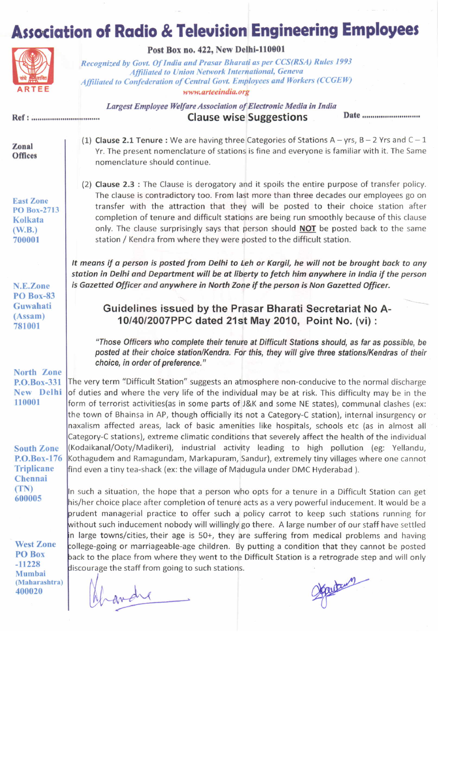# Association of Radio & Television Engineering Employees

**Post Box no. 422, New Delhi-110001**

*Recognized by Govt. Of India and Prasar Bharati as per CCS(RSA) Rules 1993*
*Affiliated to Union Network International, Geneva*
*Affiliated to Confederation of Central Govt. Employees and Workers (CCGEW)*
*www.arteeindia.org*

*Largest Employee Welfare Association of Electronic Media in India*

Ref : ................................ **Clause wise Suggestions** Date ............................

**Zonal Offices**

**East Zone** PO Box-2713 Kolkata (W.B.) 700001

**N.E.Zone** PO Box-83 Guwahati (Assam) 781001

**North Zone** P.O.Box-331 New Delhi 110001

**South Zone** P.O.Box-176 Triplicane Chennai (TN) 600005

**West Zone** PO Box -11228 Mumbai (Maharashtra) 400020

(1) **Clause 2.1 Tenure :** We are having three Categories of Stations A – yrs, B – 2 Yrs and C – 1 Yr. The present nomenclature of stations is fine and everyone is familiar with it. The Same nomenclature should continue.

(2) **Clause 2.3 :** The Clause is derogatory and it spoils the entire purpose of transfer policy. The clause is contradictory too. From last more than three decades our employees go on transfer with the attraction that they will be posted to their choice station after completion of tenure and difficult stations are being run smoothly because of this clause only. The clause surprisingly says that person should **NOT** be posted back to the same station / Kendra from where they were posted to the difficult station.

***It means if a person is posted from Delhi to Leh or Kargil, he will not be brought back to any station in Delhi and Department will be at liberty to fetch him anywhere in India if the person is Gazetted Officer and anywhere in North Zone if the person is Non Gazetted Officer.***

## Guidelines issued by the Prasar Bharati Secretariat No A-10/40/2007PPC dated 21st May 2010, Point No. (vi) :

*"Those Officers who complete their tenure at Difficult Stations should, as far as possible, be posted at their choice station/Kendra. For this, they will give three stations/Kendras of their choice, in order of preference."*

The very term "Difficult Station" suggests an atmosphere non-conducive to the normal discharge of duties and where the very life of the individual may be at risk. This difficulty may be in the form of terrorist activities(as in some parts of J&K and some NE states), communal clashes (ex: the town of Bhainsa in AP, though officially its not a Category-C station), internal insurgency or naxalism affected areas, lack of basic amenities like hospitals, schools etc (as in almost all Category-C stations), extreme climatic conditions that severely affect the health of the individual (Kodaikanal/Ooty/Madikeri), industrial activity leading to high pollution (eg: Yellandu, Kothagudem and Ramagundam, Markapuram, Sandur), extremely tiny villages where one cannot find even a tiny tea-shack (ex: the village of Madugula under DMC Hyderabad ).

In such a situation, the hope that a person who opts for a tenure in a Difficult Station can get his/her choice place after completion of tenure acts as a very powerful inducement. It would be a prudent managerial practice to offer such a policy carrot to keep such stations running for without such inducement nobody will willingly go there. A large number of our staff have settled in large towns/cities, their age is 50+, they are suffering from medical problems and having college-going or marriageable-age children. By putting a condition that they cannot be posted back to the place from where they went to the Difficult Station is a retrograde step and will only discourage the staff from going to such stations.